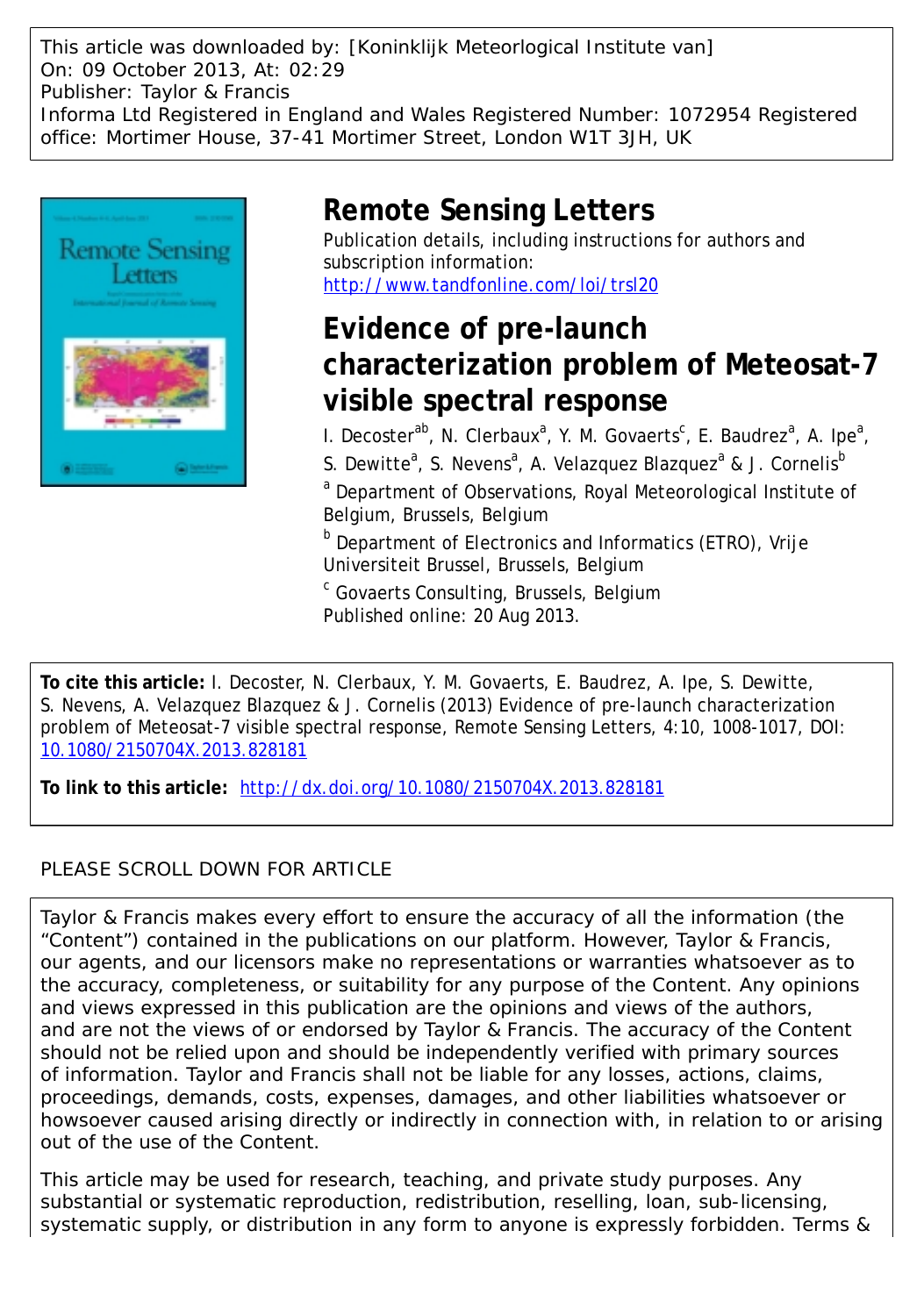This article was downloaded by: [Koninklijk Meteorlogical Institute van]
On: 09 October 2013, At: 02:29
Publisher: Taylor & Francis
Informa Ltd Registered in England and Wales Registered Number: 1072954 Registered office: Mortimer House, 37-41 Mortimer Street, London W1T 3JH, UK

# Remote Sensing Letters

Publication details, including instructions for authors and subscription information:
http://www.tandfonline.com/loi/trsl20

# Evidence of pre-launch characterization problem of Meteosat-7 visible spectral response

I. Decoster[ab], N. Clerbaux[a], Y. M. Govaerts[c], E. Baudrez[a], A. Ipe[a], S. Dewitte[a], S. Nevens[a], A. Velazquez Blazquez[a] & J. Cornelis[b]

[a] Department of Observations, Royal Meteorological Institute of Belgium, Brussels, Belgium

[b] Department of Electronics and Informatics (ETRO), Vrije Universiteit Brussel, Brussels, Belgium

[c] Govaerts Consulting, Brussels, Belgium

Published online: 20 Aug 2013.

**To cite this article:** I. Decoster, N. Clerbaux, Y. M. Govaerts, E. Baudrez, A. Ipe, S. Dewitte, S. Nevens, A. Velazquez Blazquez & J. Cornelis (2013) Evidence of pre-launch characterization problem of Meteosat-7 visible spectral response, Remote Sensing Letters, 4:10, 1008-1017, DOI: 10.1080/2150704X.2013.828181

**To link to this article:** http://dx.doi.org/10.1080/2150704X.2013.828181

PLEASE SCROLL DOWN FOR ARTICLE

Taylor & Francis makes every effort to ensure the accuracy of all the information (the "Content") contained in the publications on our platform. However, Taylor & Francis, our agents, and our licensors make no representations or warranties whatsoever as to the accuracy, completeness, or suitability for any purpose of the Content. Any opinions and views expressed in this publication are the opinions and views of the authors, and are not the views of or endorsed by Taylor & Francis. The accuracy of the Content should not be relied upon and should be independently verified with primary sources of information. Taylor and Francis shall not be liable for any losses, actions, claims, proceedings, demands, costs, expenses, damages, and other liabilities whatsoever or howsoever caused arising directly or indirectly in connection with, in relation to or arising out of the use of the Content.

This article may be used for research, teaching, and private study purposes. Any substantial or systematic reproduction, redistribution, reselling, loan, sub-licensing, systematic supply, or distribution in any form to anyone is expressly forbidden. Terms &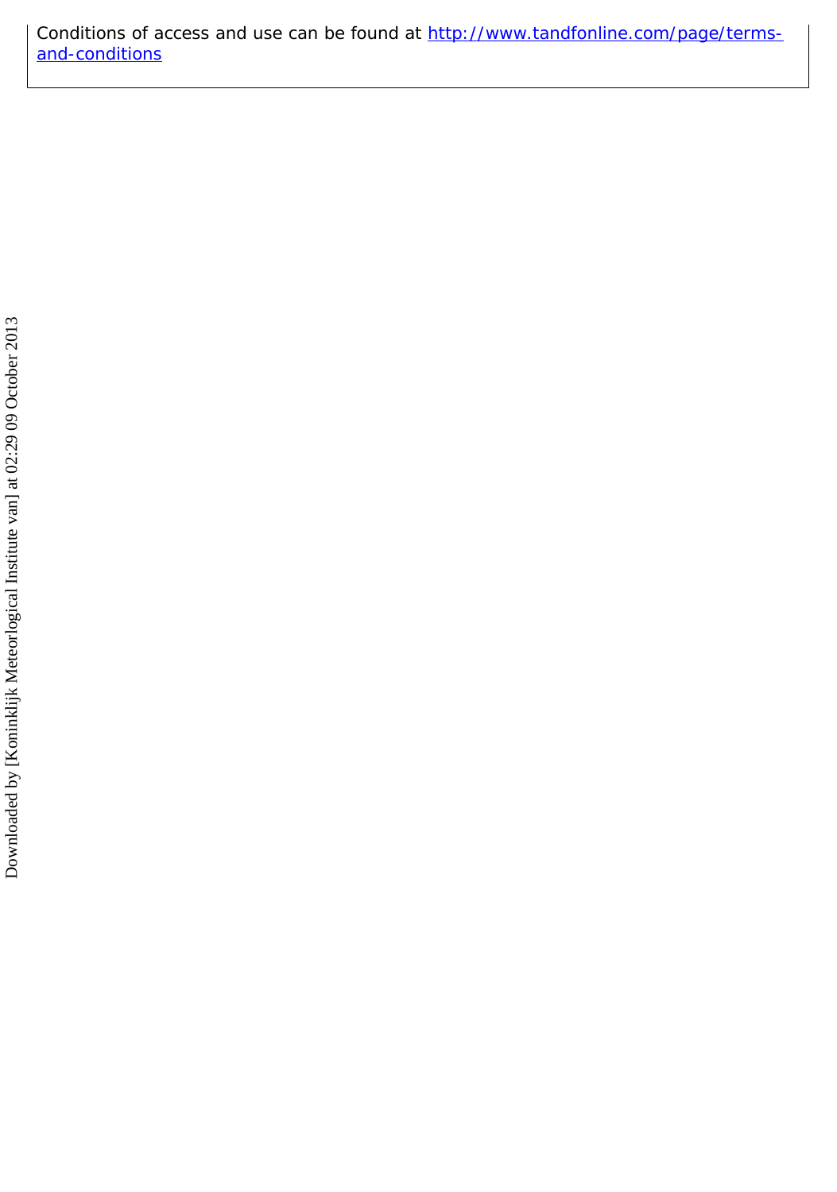Conditions of access and use can be found at http://www.tandfonline.com/page/terms-and-conditions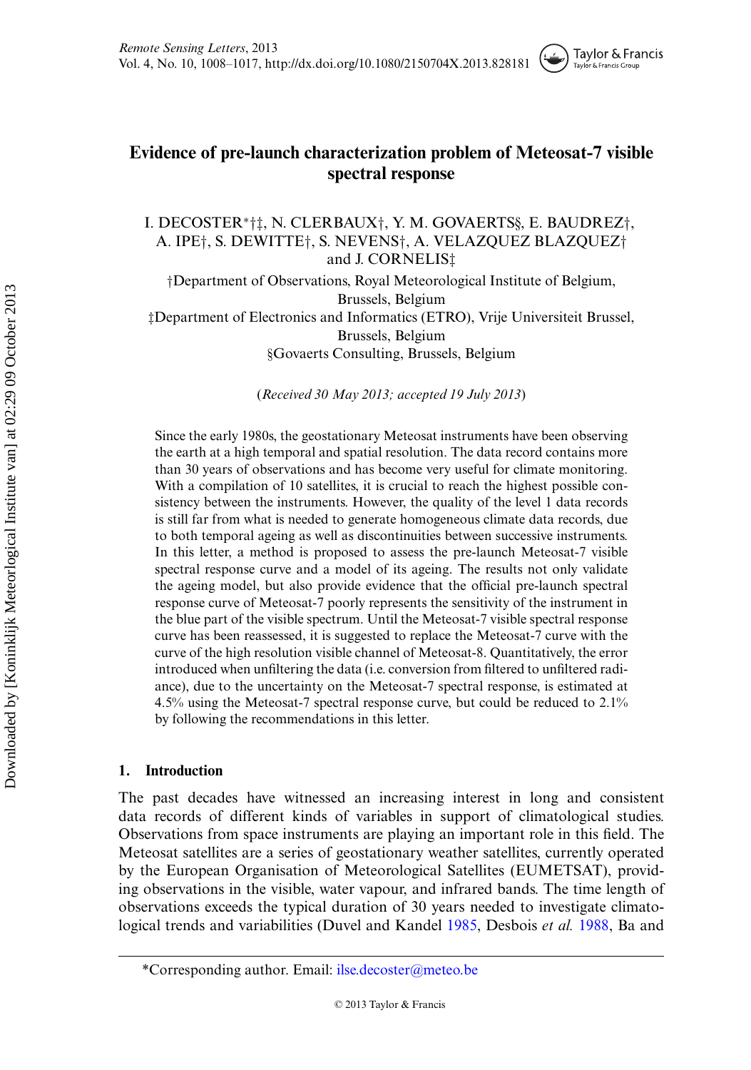# Evidence of pre-launch characterization problem of Meteosat-7 visible spectral response

I. DECOSTER*†‡, N. CLERBAUX†, Y. M. GOVAERTS§, E. BAUDREZ†, A. IPE†, S. DEWITTE†, S. NEVENS†, A. VELAZQUEZ BLAZQUEZ† and J. CORNELIS‡

†Department of Observations, Royal Meteorological Institute of Belgium, Brussels, Belgium

‡Department of Electronics and Informatics (ETRO), Vrije Universiteit Brussel, Brussels, Belgium

§Govaerts Consulting, Brussels, Belgium

(*Received 30 May 2013; accepted 19 July 2013*)

Since the early 1980s, the geostationary Meteosat instruments have been observing the earth at a high temporal and spatial resolution. The data record contains more than 30 years of observations and has become very useful for climate monitoring. With a compilation of 10 satellites, it is crucial to reach the highest possible consistency between the instruments. However, the quality of the level 1 data records is still far from what is needed to generate homogeneous climate data records, due to both temporal ageing as well as discontinuities between successive instruments. In this letter, a method is proposed to assess the pre-launch Meteosat-7 visible spectral response curve and a model of its ageing. The results not only validate the ageing model, but also provide evidence that the official pre-launch spectral response curve of Meteosat-7 poorly represents the sensitivity of the instrument in the blue part of the visible spectrum. Until the Meteosat-7 visible spectral response curve has been reassessed, it is suggested to replace the Meteosat-7 curve with the curve of the high resolution visible channel of Meteosat-8. Quantitatively, the error introduced when unfiltering the data (i.e. conversion from filtered to unfiltered radiance), due to the uncertainty on the Meteosat-7 spectral response, is estimated at 4.5% using the Meteosat-7 spectral response curve, but could be reduced to 2.1% by following the recommendations in this letter.

## 1. Introduction

The past decades have witnessed an increasing interest in long and consistent data records of different kinds of variables in support of climatological studies. Observations from space instruments are playing an important role in this field. The Meteosat satellites are a series of geostationary weather satellites, currently operated by the European Organisation of Meteorological Satellites (EUMETSAT), providing observations in the visible, water vapour, and infrared bands. The time length of observations exceeds the typical duration of 30 years needed to investigate climatological trends and variabilities (Duvel and Kandel 1985, Desbois *et al.* 1988, Ba and

*Corresponding author. Email: ilse.decoster@meteo.be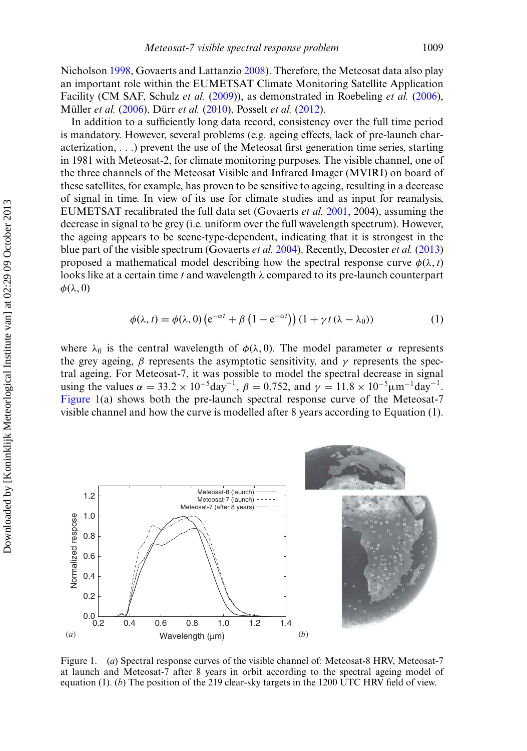Nicholson 1998, Govaerts and Lattanzio 2008). Therefore, the Meteosat data also play an important role within the EUMETSAT Climate Monitoring Satellite Application Facility (CM SAF, Schulz *et al.* (2009)), as demonstrated in Roebeling *et al.* (2006), Müller *et al.* (2006), Dürr *et al.* (2010), Posselt *et al.* (2012).

In addition to a sufficiently long data record, consistency over the full time period is mandatory. However, several problems (e.g. ageing effects, lack of pre-launch characterization, . . .) prevent the use of the Meteosat first generation time series, starting in 1981 with Meteosat-2, for climate monitoring purposes. The visible channel, one of the three channels of the Meteosat Visible and Infrared Imager (MVIRI) on board of these satellites, for example, has proven to be sensitive to ageing, resulting in a decrease of signal in time. In view of its use for climate studies and as input for reanalysis, EUMETSAT recalibrated the full data set (Govaerts *et al.* 2001, 2004), assuming the decrease in signal to be grey (i.e. uniform over the full wavelength spectrum). However, the ageing appears to be scene-type-dependent, indicating that it is strongest in the blue part of the visible spectrum (Govaerts *et al.* 2004). Recently, Decoster *et al.* (2013) proposed a mathematical model describing how the spectral response curve $\phi(\lambda, t)$ looks like at a certain time $t$ and wavelength $\lambda$ compared to its pre-launch counterpart $\phi(\lambda, 0)$

$$\phi(\lambda, t) = \phi(\lambda, 0)\left(\mathrm{e}^{-\alpha t} + \beta\left(1 - \mathrm{e}^{-\alpha t}\right)\right)\left(1 + \gamma t\left(\lambda - \lambda_0\right)\right) \tag{1}$$

where $\lambda_0$ is the central wavelength of $\phi(\lambda, 0)$. The model parameter $\alpha$ represents the grey ageing, $\beta$ represents the asymptotic sensitivity, and $\gamma$ represents the spectral ageing. For Meteosat-7, it was possible to model the spectral decrease in signal using the values $\alpha = 33.2 \times 10^{-5}\mathrm{day}^{-1}$, $\beta = 0.752$, and $\gamma = 11.8 \times 10^{-5}\mu\mathrm{m}^{-1}\mathrm{day}^{-1}$. Figure 1(a) shows both the pre-launch spectral response curve of the Meteosat-7 visible channel and how the curve is modelled after 8 years according to Equation (1).

Figure 1. (*a*) Spectral response curves of the visible channel of: Meteosat-8 HRV, Meteosat-7 at launch and Meteosat-7 after 8 years in orbit according to the spectral ageing model of equation (1). (*b*) The position of the 219 clear-sky targets in the 1200 UTC HRV field of view.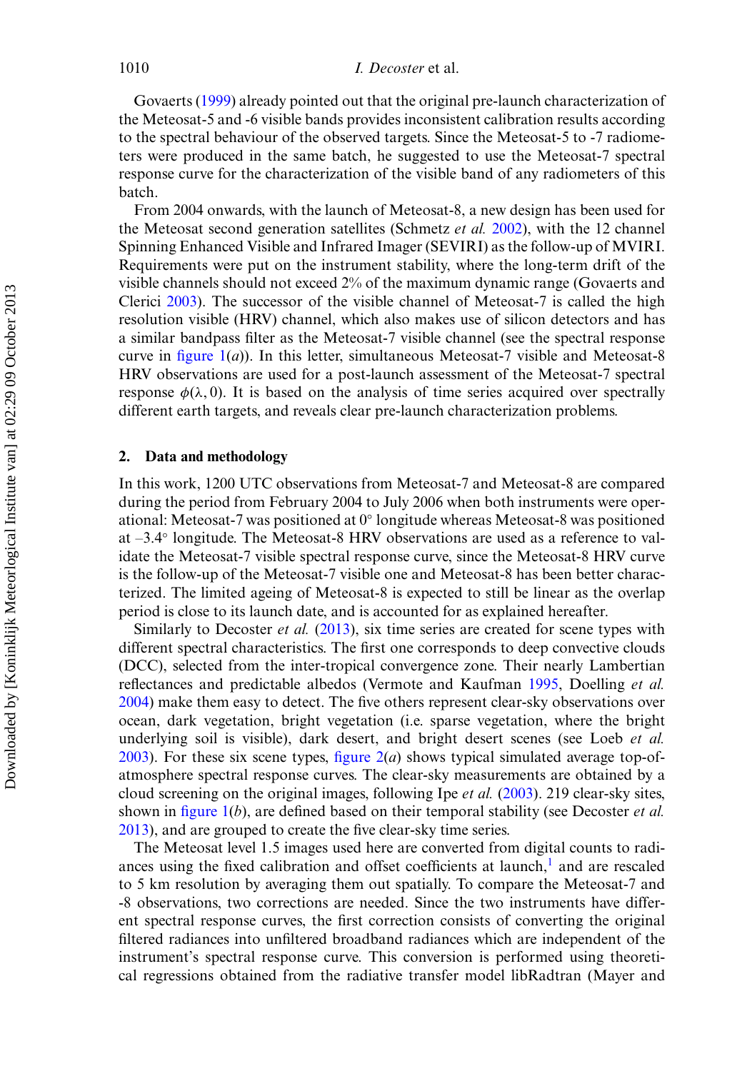Govaerts (1999) already pointed out that the original pre-launch characterization of the Meteosat-5 and -6 visible bands provides inconsistent calibration results according to the spectral behaviour of the observed targets. Since the Meteosat-5 to -7 radiometers were produced in the same batch, he suggested to use the Meteosat-7 spectral response curve for the characterization of the visible band of any radiometers of this batch.

From 2004 onwards, with the launch of Meteosat-8, a new design has been used for the Meteosat second generation satellites (Schmetz *et al.* 2002), with the 12 channel Spinning Enhanced Visible and Infrared Imager (SEVIRI) as the follow-up of MVIRI. Requirements were put on the instrument stability, where the long-term drift of the visible channels should not exceed 2% of the maximum dynamic range (Govaerts and Clerici 2003). The successor of the visible channel of Meteosat-7 is called the high resolution visible (HRV) channel, which also makes use of silicon detectors and has a similar bandpass filter as the Meteosat-7 visible channel (see the spectral response curve in figure 1(*a*)). In this letter, simultaneous Meteosat-7 visible and Meteosat-8 HRV observations are used for a post-launch assessment of the Meteosat-7 spectral response $\phi(\lambda, 0)$. It is based on the analysis of time series acquired over spectrally different earth targets, and reveals clear pre-launch characterization problems.

## 2. Data and methodology

In this work, 1200 UTC observations from Meteosat-7 and Meteosat-8 are compared during the period from February 2004 to July 2006 when both instruments were operational: Meteosat-7 was positioned at 0° longitude whereas Meteosat-8 was positioned at –3.4° longitude. The Meteosat-8 HRV observations are used as a reference to validate the Meteosat-7 visible spectral response curve, since the Meteosat-8 HRV curve is the follow-up of the Meteosat-7 visible one and Meteosat-8 has been better characterized. The limited ageing of Meteosat-8 is expected to still be linear as the overlap period is close to its launch date, and is accounted for as explained hereafter.

Similarly to Decoster *et al.* (2013), six time series are created for scene types with different spectral characteristics. The first one corresponds to deep convective clouds (DCC), selected from the inter-tropical convergence zone. Their nearly Lambertian reflectances and predictable albedos (Vermote and Kaufman 1995, Doelling *et al.* 2004) make them easy to detect. The five others represent clear-sky observations over ocean, dark vegetation, bright vegetation (i.e. sparse vegetation, where the bright underlying soil is visible), dark desert, and bright desert scenes (see Loeb *et al.* 2003). For these six scene types, figure 2(*a*) shows typical simulated average top-of-atmosphere spectral response curves. The clear-sky measurements are obtained by a cloud screening on the original images, following Ipe *et al.* (2003). 219 clear-sky sites, shown in figure 1(*b*), are defined based on their temporal stability (see Decoster *et al.* 2013), and are grouped to create the five clear-sky time series.

The Meteosat level 1.5 images used here are converted from digital counts to radiances using the fixed calibration and offset coefficients at launch,[1] and are rescaled to 5 km resolution by averaging them out spatially. To compare the Meteosat-7 and -8 observations, two corrections are needed. Since the two instruments have different spectral response curves, the first correction consists of converting the original filtered radiances into unfiltered broadband radiances which are independent of the instrument's spectral response curve. This conversion is performed using theoretical regressions obtained from the radiative transfer model libRadtran (Mayer and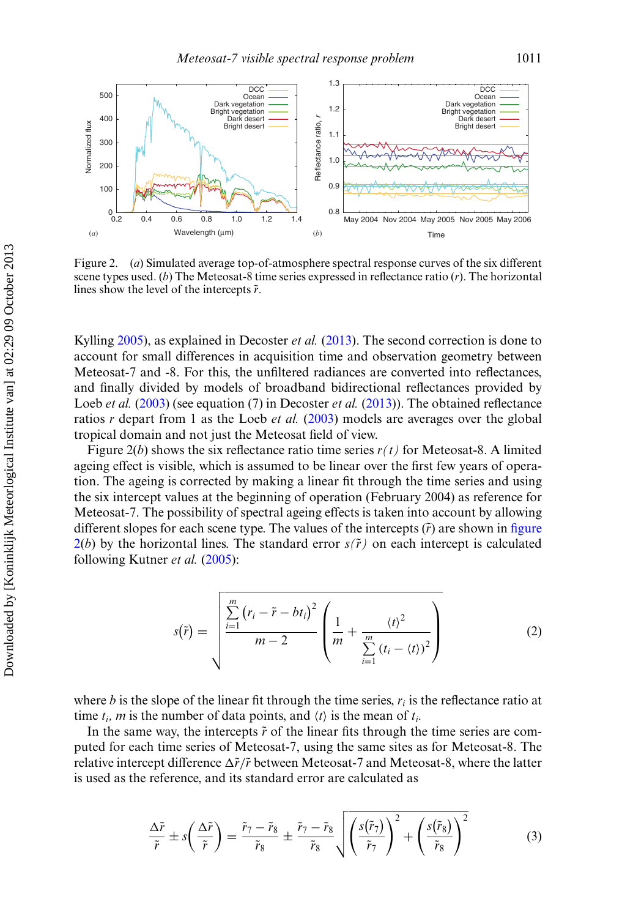Figure 2. (*a*) Simulated average top-of-atmosphere spectral response curves of the six different scene types used. (*b*) The Meteosat-8 time series expressed in reflectance ratio ($r$). The horizontal lines show the level of the intercepts $\bar{r}$.

Kylling 2005), as explained in Decoster *et al.* (2013). The second correction is done to account for small differences in acquisition time and observation geometry between Meteosat-7 and -8. For this, the unfiltered radiances are converted into reflectances, and finally divided by models of broadband bidirectional reflectances provided by Loeb *et al.* (2003) (see equation (7) in Decoster *et al.* (2013)). The obtained reflectance ratios $r$ depart from 1 as the Loeb *et al.* (2003) models are averages over the global tropical domain and not just the Meteosat field of view.

Figure 2(*b*) shows the six reflectance ratio time series $r(t)$ for Meteosat-8. A limited ageing effect is visible, which is assumed to be linear over the first few years of operation. The ageing is corrected by making a linear fit through the time series and using the six intercept values at the beginning of operation (February 2004) as reference for Meteosat-7. The possibility of spectral ageing effects is taken into account by allowing different slopes for each scene type. The values of the intercepts ($\bar{r}$) are shown in figure 2(*b*) by the horizontal lines. The standard error $s(\bar{r})$ on each intercept is calculated following Kutner *et al.* (2005):

$$s(\bar{r}) = \sqrt{\frac{\sum_{i=1}^{m} \left(r_i - \bar{r} - bt_i\right)^2}{m-2} \left( \frac{1}{m} + \frac{\langle t \rangle^2}{\sum_{i=1}^{m} \left(t_i - \langle t \rangle\right)^2} \right)} \tag{2}$$

where $b$ is the slope of the linear fit through the time series, $r_i$ is the reflectance ratio at time $t_i$, $m$ is the number of data points, and $\langle t \rangle$ is the mean of $t_i$.

In the same way, the intercepts $\bar{r}$ of the linear fits through the time series are computed for each time series of Meteosat-7, using the same sites as for Meteosat-8. The relative intercept difference $\Delta\bar{r}/\bar{r}$ between Meteosat-7 and Meteosat-8, where the latter is used as the reference, and its standard error are calculated as

$$\frac{\Delta\bar{r}}{\bar{r}} \pm s\left(\frac{\Delta\bar{r}}{\bar{r}}\right) = \frac{\bar{r}_7 - \bar{r}_8}{\bar{r}_8} \pm \frac{\bar{r}_7 - \bar{r}_8}{\bar{r}_8} \sqrt{\left(\frac{s(\bar{r}_7)}{\bar{r}_7}\right)^2 + \left(\frac{s(\bar{r}_8)}{\bar{r}_8}\right)^2} \tag{3}$$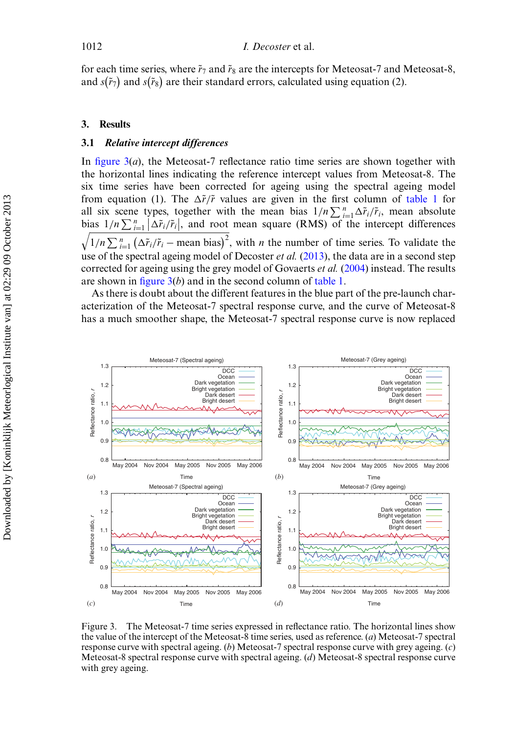for each time series, where $\tilde{r}_7$ and $\tilde{r}_8$ are the intercepts for Meteosat-7 and Meteosat-8, and $s(\tilde{r}_7)$ and $s(\tilde{r}_8)$ are their standard errors, calculated using equation (2).

## 3. Results

### 3.1 *Relative intercept differences*

In figure 3(*a*), the Meteosat-7 reflectance ratio time series are shown together with the horizontal lines indicating the reference intercept values from Meteosat-8. The six time series have been corrected for ageing using the spectral ageing model from equation (1). The $\Delta\tilde{r}/\tilde{r}$ values are given in the first column of table 1 for all six scene types, together with the mean bias $1/n\sum_{i=1}^{n}\Delta\tilde{r}_i/\tilde{r}_i$, mean absolute bias $1/n\sum_{i=1}^{n}|\Delta\tilde{r}_i/\tilde{r}_i|$, and root mean square (RMS) of the intercept differences $\sqrt{1/n\sum_{i=1}^{n}(\Delta\tilde{r}_i/\tilde{r}_i - \text{mean bias})^2}$, with $n$ the number of time series. To validate the use of the spectral ageing model of Decoster *et al.* (2013), the data are in a second step corrected for ageing using the grey model of Govaerts *et al.* (2004) instead. The results are shown in figure 3(*b*) and in the second column of table 1.

As there is doubt about the different features in the blue part of the pre-launch characterization of the Meteosat-7 spectral response curve, and the curve of Meteosat-8 has a much smoother shape, the Meteosat-7 spectral response curve is now replaced

Figure 3. The Meteosat-7 time series expressed in reflectance ratio. The horizontal lines show the value of the intercept of the Meteosat-8 time series, used as reference. (*a*) Meteosat-7 spectral response curve with spectral ageing. (*b*) Meteosat-7 spectral response curve with grey ageing. (*c*) Meteosat-8 spectral response curve with spectral ageing. (*d*) Meteosat-8 spectral response curve with grey ageing.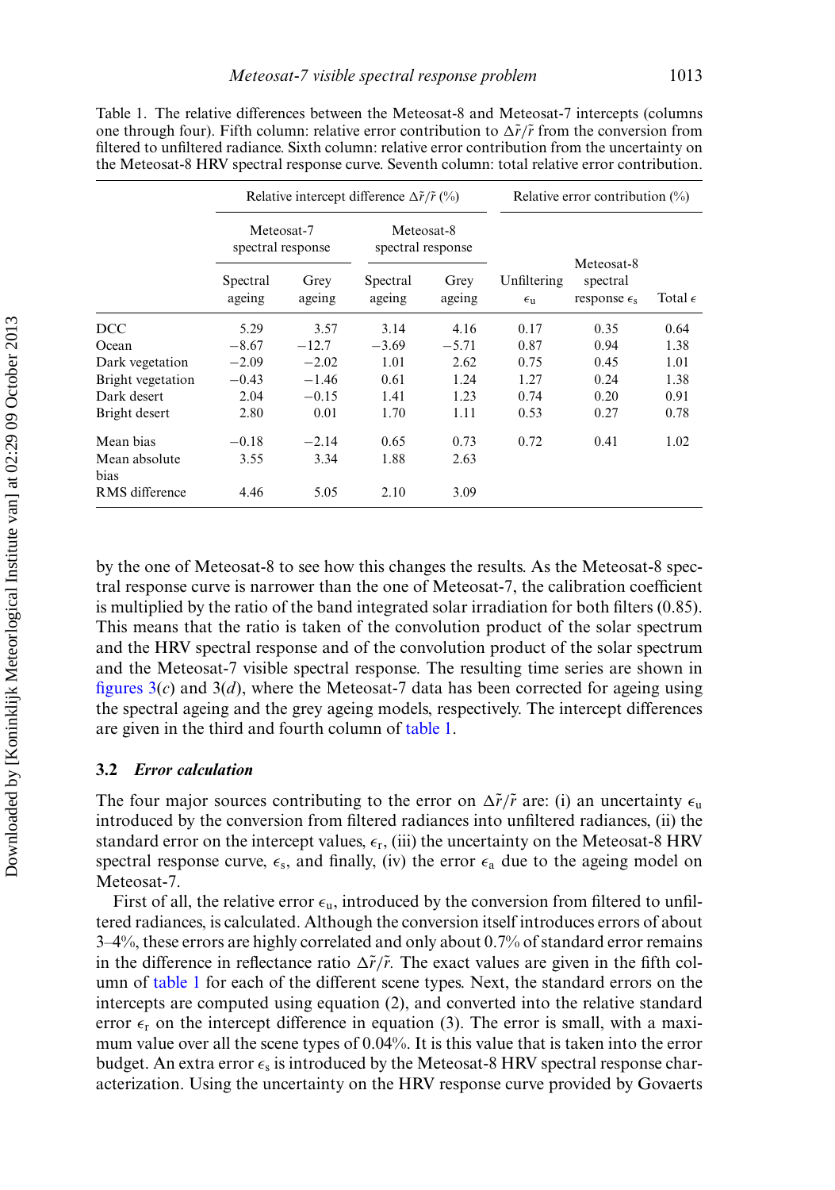Table 1. The relative differences between the Meteosat-8 and Meteosat-7 intercepts (columns one through four). Fifth column: relative error contribution to $\Delta\tilde{r}/\tilde{r}$ from the conversion from filtered to unfiltered radiance. Sixth column: relative error contribution from the uncertainty on the Meteosat-8 HRV spectral response curve. Seventh column: total relative error contribution.

| | Relative intercept difference $\Delta\tilde{r}/\tilde{r}$ (%) | | | | Relative error contribution (%) | | |
|---|---|---|---|---|---|---|---|
| | Meteosat-7 spectral response | | Meteosat-8 spectral response | | | | |
| | Spectral ageing | Grey ageing | Spectral ageing | Grey ageing | Unfiltering $\epsilon_u$ | Meteosat-8 spectral response $\epsilon_s$ | Total $\epsilon$ |
| DCC | 5.29 | 3.57 | 3.14 | 4.16 | 0.17 | 0.35 | 0.64 |
| Ocean | −8.67 | −12.7 | −3.69 | −5.71 | 0.87 | 0.94 | 1.38 |
| Dark vegetation | −2.09 | −2.02 | 1.01 | 2.62 | 0.75 | 0.45 | 1.01 |
| Bright vegetation | −0.43 | −1.46 | 0.61 | 1.24 | 1.27 | 0.24 | 1.38 |
| Dark desert | 2.04 | −0.15 | 1.41 | 1.23 | 0.74 | 0.20 | 0.91 |
| Bright desert | 2.80 | 0.01 | 1.70 | 1.11 | 0.53 | 0.27 | 0.78 |
| Mean bias | −0.18 | −2.14 | 0.65 | 0.73 | 0.72 | 0.41 | 1.02 |
| Mean absolute bias | 3.55 | 3.34 | 1.88 | 2.63 | | | |
| RMS difference | 4.46 | 5.05 | 2.10 | 3.09 | | | |

by the one of Meteosat-8 to see how this changes the results. As the Meteosat-8 spectral response curve is narrower than the one of Meteosat-7, the calibration coefficient is multiplied by the ratio of the band integrated solar irradiation for both filters (0.85). This means that the ratio is taken of the convolution product of the solar spectrum and the HRV spectral response and of the convolution product of the solar spectrum and the Meteosat-7 visible spectral response. The resulting time series are shown in figures 3(*c*) and 3(*d*), where the Meteosat-7 data has been corrected for ageing using the spectral ageing and the grey ageing models, respectively. The intercept differences are given in the third and fourth column of table 1.

### 3.2 *Error calculation*

The four major sources contributing to the error on $\Delta\tilde{r}/\tilde{r}$ are: (i) an uncertainty $\epsilon_u$ introduced by the conversion from filtered radiances into unfiltered radiances, (ii) the standard error on the intercept values, $\epsilon_r$, (iii) the uncertainty on the Meteosat-8 HRV spectral response curve, $\epsilon_s$, and finally, (iv) the error $\epsilon_a$ due to the ageing model on Meteosat-7.

First of all, the relative error $\epsilon_u$, introduced by the conversion from filtered to unfiltered radiances, is calculated. Although the conversion itself introduces errors of about 3–4%, these errors are highly correlated and only about 0.7% of standard error remains in the difference in reflectance ratio $\Delta\tilde{r}/\tilde{r}$. The exact values are given in the fifth column of table 1 for each of the different scene types. Next, the standard errors on the intercepts are computed using equation (2), and converted into the relative standard error $\epsilon_r$ on the intercept difference in equation (3). The error is small, with a maximum value over all the scene types of 0.04%. It is this value that is taken into the error budget. An extra error $\epsilon_s$ is introduced by the Meteosat-8 HRV spectral response characterization. Using the uncertainty on the HRV response curve provided by Govaerts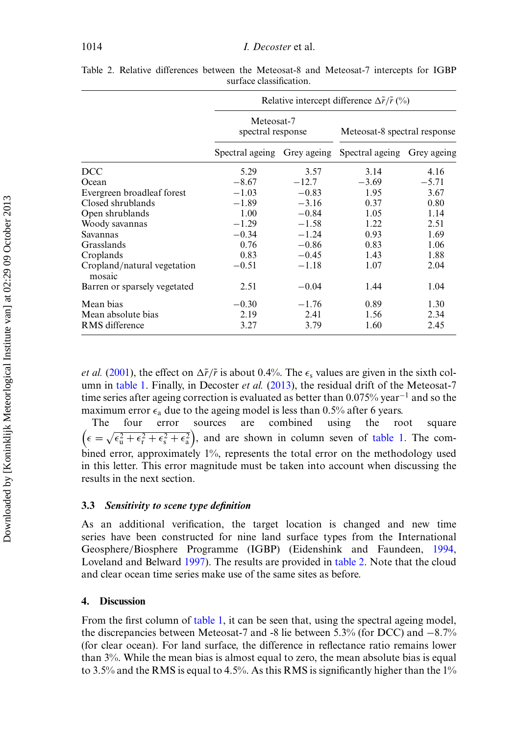Table 2. Relative differences between the Meteosat-8 and Meteosat-7 intercepts for IGBP surface classification.

| | Relative intercept difference $\Delta\tilde{r}/\tilde{r}$ (%) | | | |
|---|---|---|---|---|
| | Meteosat-7 spectral response | | Meteosat-8 spectral response | |
| | Spectral ageing | Grey ageing | Spectral ageing | Grey ageing |
| DCC | 5.29 | 3.57 | 3.14 | 4.16 |
| Ocean | −8.67 | −12.7 | −3.69 | −5.71 |
| Evergreen broadleaf forest | −1.03 | −0.83 | 1.95 | 3.67 |
| Closed shrublands | −1.89 | −3.16 | 0.37 | 0.80 |
| Open shrublands | 1.00 | −0.84 | 1.05 | 1.14 |
| Woody savannas | −1.29 | −1.58 | 1.22 | 2.51 |
| Savannas | −0.34 | −1.24 | 0.93 | 1.69 |
| Grasslands | 0.76 | −0.86 | 0.83 | 1.06 |
| Croplands | 0.83 | −0.45 | 1.43 | 1.88 |
| Cropland/natural vegetation mosaic | −0.51 | −1.18 | 1.07 | 2.04 |
| Barren or sparsely vegetated | 2.51 | −0.04 | 1.44 | 1.04 |
| Mean bias | −0.30 | −1.76 | 0.89 | 1.30 |
| Mean absolute bias | 2.19 | 2.41 | 1.56 | 2.34 |
| RMS difference | 3.27 | 3.79 | 1.60 | 2.45 |

*et al.* (2001), the effect on $\Delta\tilde{r}/\tilde{r}$ is about 0.4%. The $\epsilon_s$ values are given in the sixth column in table 1. Finally, in Decoster *et al.* (2013), the residual drift of the Meteosat-7 time series after ageing correction is evaluated as better than 0.075% year$^{-1}$ and so the maximum error $\epsilon_a$ due to the ageing model is less than 0.5% after 6 years.

The four error sources are combined using the root square $\left(\epsilon = \sqrt{\epsilon_u^2 + \epsilon_r^2 + \epsilon_s^2 + \epsilon_a^2}\right)$, and are shown in column seven of table 1. The combined error, approximately 1%, represents the total error on the methodology used in this letter. This error magnitude must be taken into account when discussing the results in the next section.

### 3.3 *Sensitivity to scene type definition*

As an additional verification, the target location is changed and new time series have been constructed for nine land surface types from the International Geosphere/Biosphere Programme (IGBP) (Eidenshink and Faundeen, 1994, Loveland and Belward 1997). The results are provided in table 2. Note that the cloud and clear ocean time series make use of the same sites as before.

## 4. Discussion

From the first column of table 1, it can be seen that, using the spectral ageing model, the discrepancies between Meteosat-7 and -8 lie between 5.3% (for DCC) and −8.7% (for clear ocean). For land surface, the difference in reflectance ratio remains lower than 3%. While the mean bias is almost equal to zero, the mean absolute bias is equal to 3.5% and the RMS is equal to 4.5%. As this RMS is significantly higher than the 1%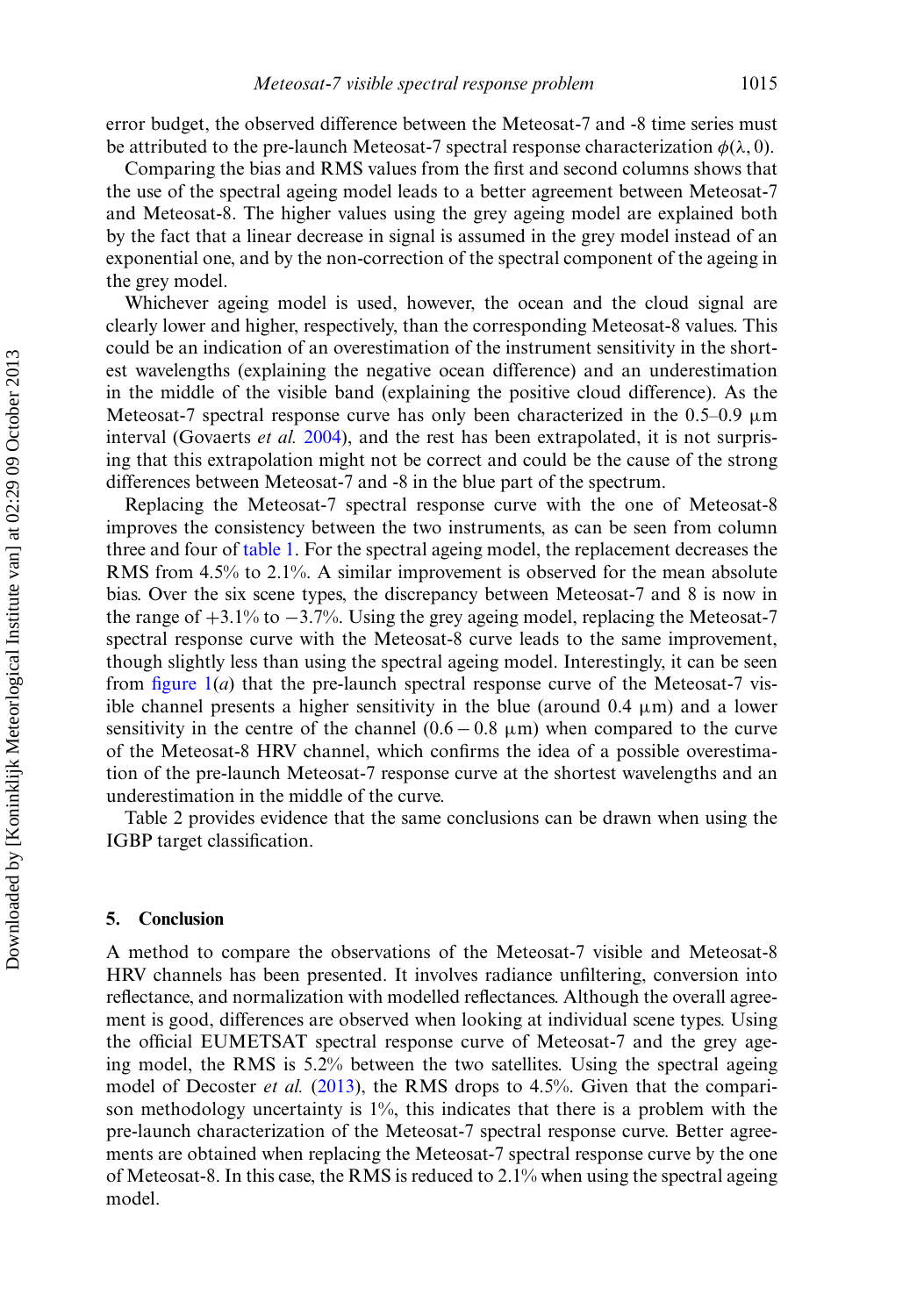error budget, the observed difference between the Meteosat-7 and -8 time series must be attributed to the pre-launch Meteosat-7 spectral response characterization $\phi(\lambda, 0)$.

Comparing the bias and RMS values from the first and second columns shows that the use of the spectral ageing model leads to a better agreement between Meteosat-7 and Meteosat-8. The higher values using the grey ageing model are explained both by the fact that a linear decrease in signal is assumed in the grey model instead of an exponential one, and by the non-correction of the spectral component of the ageing in the grey model.

Whichever ageing model is used, however, the ocean and the cloud signal are clearly lower and higher, respectively, than the corresponding Meteosat-8 values. This could be an indication of an overestimation of the instrument sensitivity in the shortest wavelengths (explaining the negative ocean difference) and an underestimation in the middle of the visible band (explaining the positive cloud difference). As the Meteosat-7 spectral response curve has only been characterized in the 0.5–0.9 μm interval (Govaerts *et al.* 2004), and the rest has been extrapolated, it is not surprising that this extrapolation might not be correct and could be the cause of the strong differences between Meteosat-7 and -8 in the blue part of the spectrum.

Replacing the Meteosat-7 spectral response curve with the one of Meteosat-8 improves the consistency between the two instruments, as can be seen from column three and four of table 1. For the spectral ageing model, the replacement decreases the RMS from 4.5% to 2.1%. A similar improvement is observed for the mean absolute bias. Over the six scene types, the discrepancy between Meteosat-7 and 8 is now in the range of +3.1% to −3.7%. Using the grey ageing model, replacing the Meteosat-7 spectral response curve with the Meteosat-8 curve leads to the same improvement, though slightly less than using the spectral ageing model. Interestingly, it can be seen from figure 1(*a*) that the pre-launch spectral response curve of the Meteosat-7 visible channel presents a higher sensitivity in the blue (around 0.4 μm) and a lower sensitivity in the centre of the channel ($0.6 - 0.8$ μm) when compared to the curve of the Meteosat-8 HRV channel, which confirms the idea of a possible overestimation of the pre-launch Meteosat-7 response curve at the shortest wavelengths and an underestimation in the middle of the curve.

Table 2 provides evidence that the same conclusions can be drawn when using the IGBP target classification.

## 5. Conclusion

A method to compare the observations of the Meteosat-7 visible and Meteosat-8 HRV channels has been presented. It involves radiance unfiltering, conversion into reflectance, and normalization with modelled reflectances. Although the overall agreement is good, differences are observed when looking at individual scene types. Using the official EUMETSAT spectral response curve of Meteosat-7 and the grey ageing model, the RMS is 5.2% between the two satellites. Using the spectral ageing model of Decoster *et al.* (2013), the RMS drops to 4.5%. Given that the comparison methodology uncertainty is 1%, this indicates that there is a problem with the pre-launch characterization of the Meteosat-7 spectral response curve. Better agreements are obtained when replacing the Meteosat-7 spectral response curve by the one of Meteosat-8. In this case, the RMS is reduced to 2.1% when using the spectral ageing model.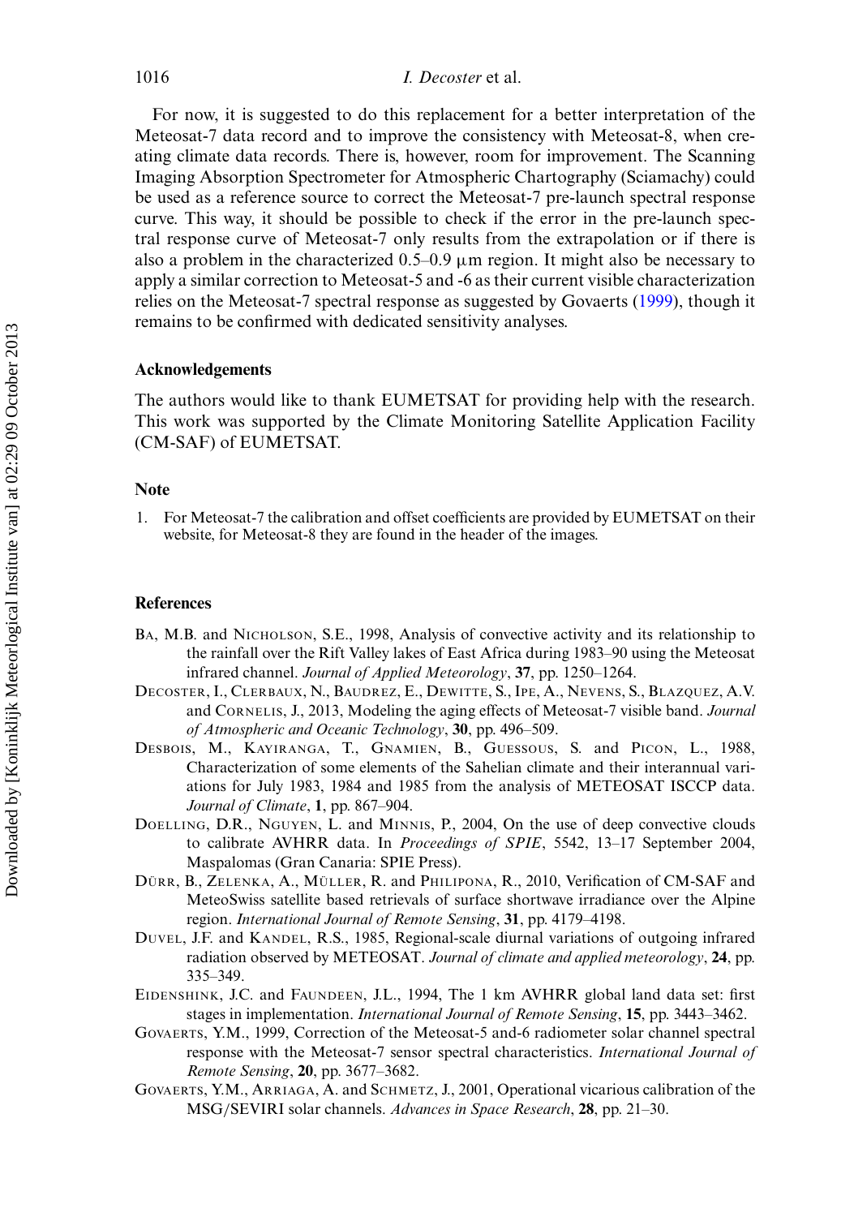For now, it is suggested to do this replacement for a better interpretation of the Meteosat-7 data record and to improve the consistency with Meteosat-8, when creating climate data records. There is, however, room for improvement. The Scanning Imaging Absorption Spectrometer for Atmospheric Chartography (Sciamachy) could be used as a reference source to correct the Meteosat-7 pre-launch spectral response curve. This way, it should be possible to check if the error in the pre-launch spectral response curve of Meteosat-7 only results from the extrapolation or if there is also a problem in the characterized 0.5–0.9 μm region. It might also be necessary to apply a similar correction to Meteosat-5 and -6 as their current visible characterization relies on the Meteosat-7 spectral response as suggested by Govaerts (1999), though it remains to be confirmed with dedicated sensitivity analyses.

## Acknowledgements

The authors would like to thank EUMETSAT for providing help with the research. This work was supported by the Climate Monitoring Satellite Application Facility (CM-SAF) of EUMETSAT.

## Note

1. For Meteosat-7 the calibration and offset coefficients are provided by EUMETSAT on their website, for Meteosat-8 they are found in the header of the images.

## References

Ba, M.B. and Nicholson, S.E., 1998, Analysis of convective activity and its relationship to the rainfall over the Rift Valley lakes of East Africa during 1983–90 using the Meteosat infrared channel. *Journal of Applied Meteorology*, **37**, pp. 1250–1264.

Decoster, I., Clerbaux, N., Baudrez, E., Dewitte, S., Ipe, A., Nevens, S., Blazquez, A.V. and Cornelis, J., 2013, Modeling the aging effects of Meteosat-7 visible band. *Journal of Atmospheric and Oceanic Technology*, **30**, pp. 496–509.

Desbois, M., Kayiranga, T., Gnamien, B., Guessous, S. and Picon, L., 1988, Characterization of some elements of the Sahelian climate and their interannual variations for July 1983, 1984 and 1985 from the analysis of METEOSAT ISCCP data. *Journal of Climate*, **1**, pp. 867–904.

Doelling, D.R., Nguyen, L. and Minnis, P., 2004, On the use of deep convective clouds to calibrate AVHRR data. In *Proceedings of SPIE*, 5542, 13–17 September 2004, Maspalomas (Gran Canaria: SPIE Press).

Dürr, B., Zelenka, A., Müller, R. and Philipona, R., 2010, Verification of CM-SAF and MeteoSwiss satellite based retrievals of surface shortwave irradiance over the Alpine region. *International Journal of Remote Sensing*, **31**, pp. 4179–4198.

Duvel, J.F. and Kandel, R.S., 1985, Regional-scale diurnal variations of outgoing infrared radiation observed by METEOSAT. *Journal of climate and applied meteorology*, **24**, pp. 335–349.

Eidenshink, J.C. and Faundeen, J.L., 1994, The 1 km AVHRR global land data set: first stages in implementation. *International Journal of Remote Sensing*, **15**, pp. 3443–3462.

Govaerts, Y.M., 1999, Correction of the Meteosat-5 and-6 radiometer solar channel spectral response with the Meteosat-7 sensor spectral characteristics. *International Journal of Remote Sensing*, **20**, pp. 3677–3682.

Govaerts, Y.M., Arriaga, A. and Schmetz, J., 2001, Operational vicarious calibration of the MSG/SEVIRI solar channels. *Advances in Space Research*, **28**, pp. 21–30.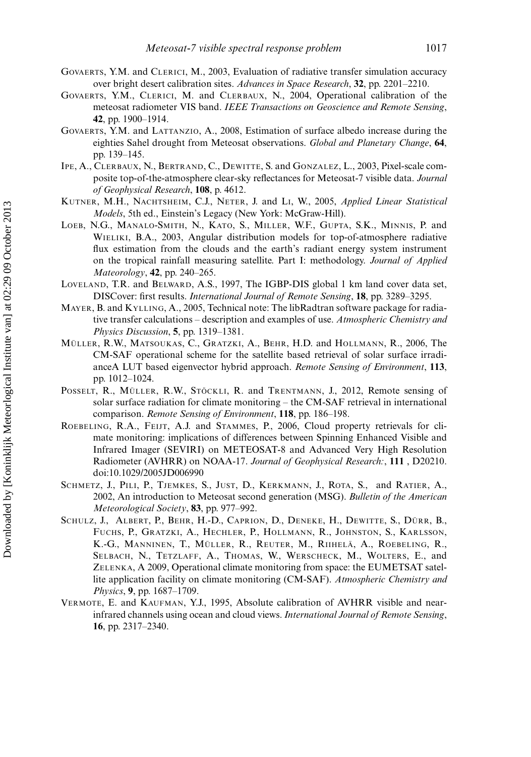Govaerts, Y.M. and Clerici, M., 2003, Evaluation of radiative transfer simulation accuracy over bright desert calibration sites. *Advances in Space Research*, **32**, pp. 2201–2210.

Govaerts, Y.M., Clerici, M. and Clerbaux, N., 2004, Operational calibration of the meteosat radiometer VIS band. *IEEE Transactions on Geoscience and Remote Sensing*, **42**, pp. 1900–1914.

Govaerts, Y.M. and Lattanzio, A., 2008, Estimation of surface albedo increase during the eighties Sahel drought from Meteosat observations. *Global and Planetary Change*, **64**, pp. 139–145.

Ipe, A., Clerbaux, N., Bertrand, C., Dewitte, S. and Gonzalez, L., 2003, Pixel-scale composite top-of-the-atmosphere clear-sky reflectances for Meteosat-7 visible data. *Journal of Geophysical Research*, **108**, p. 4612.

Kutner, M.H., Nachtsheim, C.J., Neter, J. and Li, W., 2005, *Applied Linear Statistical Models*, 5th ed., Einstein's Legacy (New York: McGraw-Hill).

Loeb, N.G., Manalo-Smith, N., Kato, S., Miller, W.F., Gupta, S.K., Minnis, P. and Wieliki, B.A., 2003, Angular distribution models for top-of-atmosphere radiative flux estimation from the clouds and the earth's radiant energy system instrument on the tropical rainfall measuring satellite. Part I: methodology. *Journal of Applied Mateorology*, **42**, pp. 240–265.

Loveland, T.R. and Belward, A.S., 1997, The IGBP-DIS global 1 km land cover data set, DISCover: first results. *International Journal of Remote Sensing*, **18**, pp. 3289–3295.

Mayer, B. and Kylling, A., 2005, Technical note: The libRadtran software package for radiative transfer calculations – description and examples of use. *Atmospheric Chemistry and Physics Discussion*, **5**, pp. 1319–1381.

Müller, R.W., Matsoukas, C., Gratzki, A., Behr, H.D. and Hollmann, R., 2006, The CM-SAF operational scheme for the satellite based retrieval of solar surface irradianceA LUT based eigenvector hybrid approach. *Remote Sensing of Environment*, **113**, pp. 1012–1024.

Posselt, R., Müller, R.W., Stöckli, R. and Trentmann, J., 2012, Remote sensing of solar surface radiation for climate monitoring – the CM-SAF retrieval in international comparison. *Remote Sensing of Environment*, **118**, pp. 186–198.

Roebeling, R.A., Feijt, A.J. and Stammes, P., 2006, Cloud property retrievals for climate monitoring: implications of differences between Spinning Enhanced Visible and Infrared Imager (SEVIRI) on METEOSAT-8 and Advanced Very High Resolution Radiometer (AVHRR) on NOAA-17. *Journal of Geophysical Research:*, **111** , D20210. doi:10.1029/2005JD006990

Schmetz, J., Pili, P., Tjemkes, S., Just, D., Kerkmann, J., Rota, S., and Ratier, A., 2002, An introduction to Meteosat second generation (MSG). *Bulletin of the American Meteorological Society*, **83**, pp. 977–992.

Schulz, J., Albert, P., Behr, H.-D., Caprion, D., Deneke, H., Dewitte, S., Dürr, B., Fuchs, P., Gratzki, A., Hechler, P., Hollmann, R., Johnston, S., Karlsson, K.-G., Manninen, T., Müller, R., Reuter, M., Riihelä, A., Roebeling, R., Selbach, N., Tetzlaff, A., Thomas, W., Werscheck, M., Wolters, E., and Zelenka, A 2009, Operational climate monitoring from space: the EUMETSAT satellite application facility on climate monitoring (CM-SAF). *Atmospheric Chemistry and Physics*, **9**, pp. 1687–1709.

Vermote, E. and Kaufman, Y.J., 1995, Absolute calibration of AVHRR visible and near-infrared channels using ocean and cloud views. *International Journal of Remote Sensing*, **16**, pp. 2317–2340.